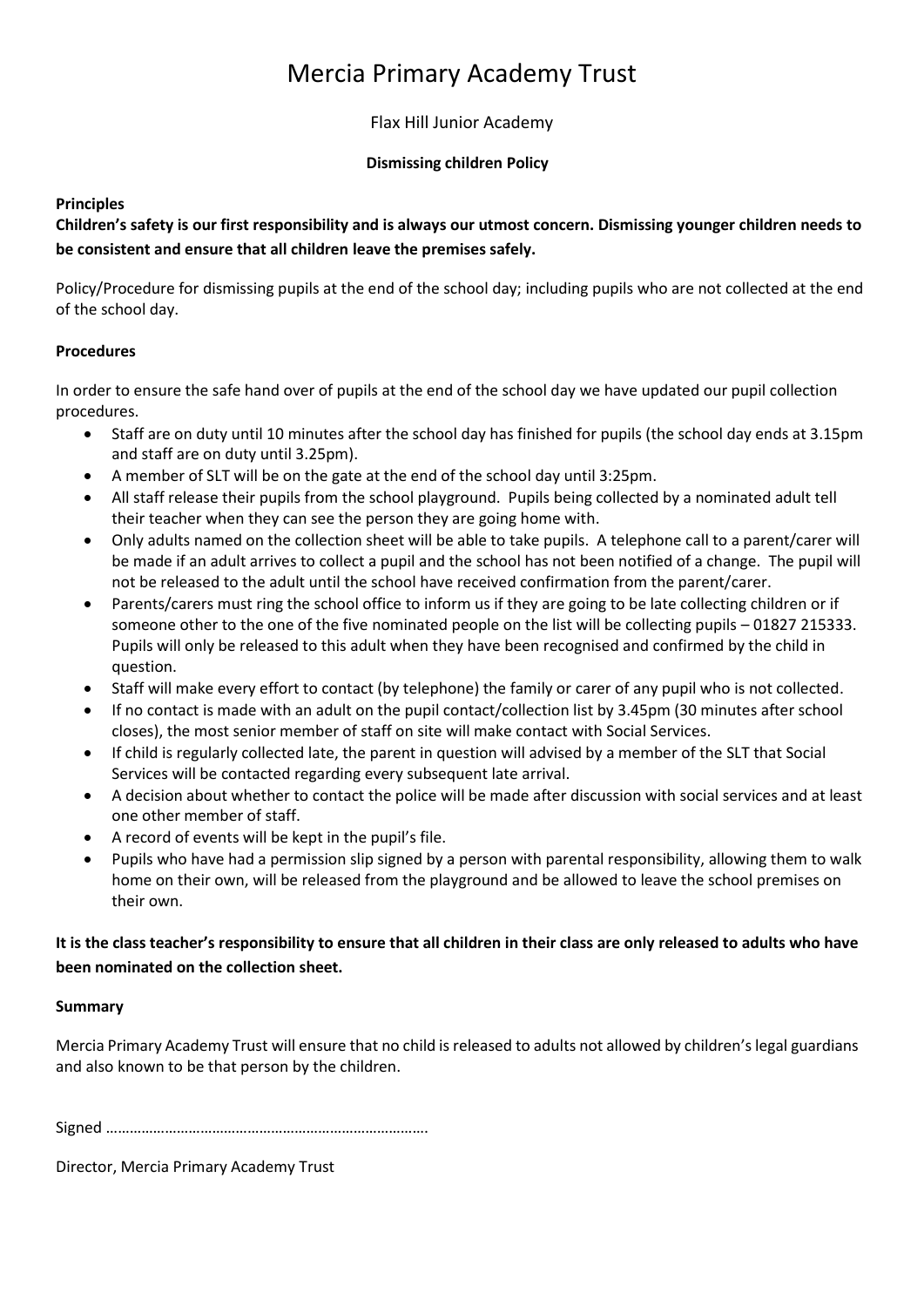# Mercia Primary Academy Trust

Flax Hill Junior Academy

**Dismissing children Policy**

**Principles**

**Children's safety is our first responsibility and is always our utmost concern. Dismissing younger children needs to be consistent and ensure that all children leave the premises safely.**

Policy/Procedure for dismissing pupils at the end of the school day; including pupils who are not collected at the end of the school day.

**Procedures**

In order to ensure the safe hand over of pupils at the end of the school day we have updated our pupil collection procedures.

- Staff are on duty until 10 minutes after the school day has finished for pupils (the school day ends at 3.15pm and staff are on duty until 3.25pm).
- A member of SLT will be on the gate at the end of the school day until 3:25pm.
- All staff release their pupils from the school playground. Pupils being collected by a nominated adult tell their teacher when they can see the person they are going home with.
- Only adults named on the collection sheet will be able to take pupils. A telephone call to a parent/carer will be made if an adult arrives to collect a pupil and the school has not been notified of a change. The pupil will not be released to the adult until the school have received confirmation from the parent/carer.
- Parents/carers must ring the school office to inform us if they are going to be late collecting children or if someone other to the one of the five nominated people on the list will be collecting pupils – 01827 215333. Pupils will only be released to this adult when they have been recognised and confirmed by the child in question.
- Staff will make every effort to contact (by telephone) the family or carer of any pupil who is not collected.
- If no contact is made with an adult on the pupil contact/collection list by 3.45pm (30 minutes after school closes), the most senior member of staff on site will make contact with Social Services.
- If child is regularly collected late, the parent in question will advised by a member of the SLT that Social Services will be contacted regarding every subsequent late arrival.
- A decision about whether to contact the police will be made after discussion with social services and at least one other member of staff.
- A record of events will be kept in the pupil's file.
- Pupils who have had a permission slip signed by a person with parental responsibility, allowing them to walk home on their own, will be released from the playground and be allowed to leave the school premises on their own.

**It is the class teacher's responsibility to ensure that all children in their class are only released to adults who have been nominated on the collection sheet.**

**Summary**

Mercia Primary Academy Trust will ensure that no child is released to adults not allowed by children's legal guardians and also known to be that person by the children.

Signed ……………………………………………………………………….

Director, Mercia Primary Academy Trust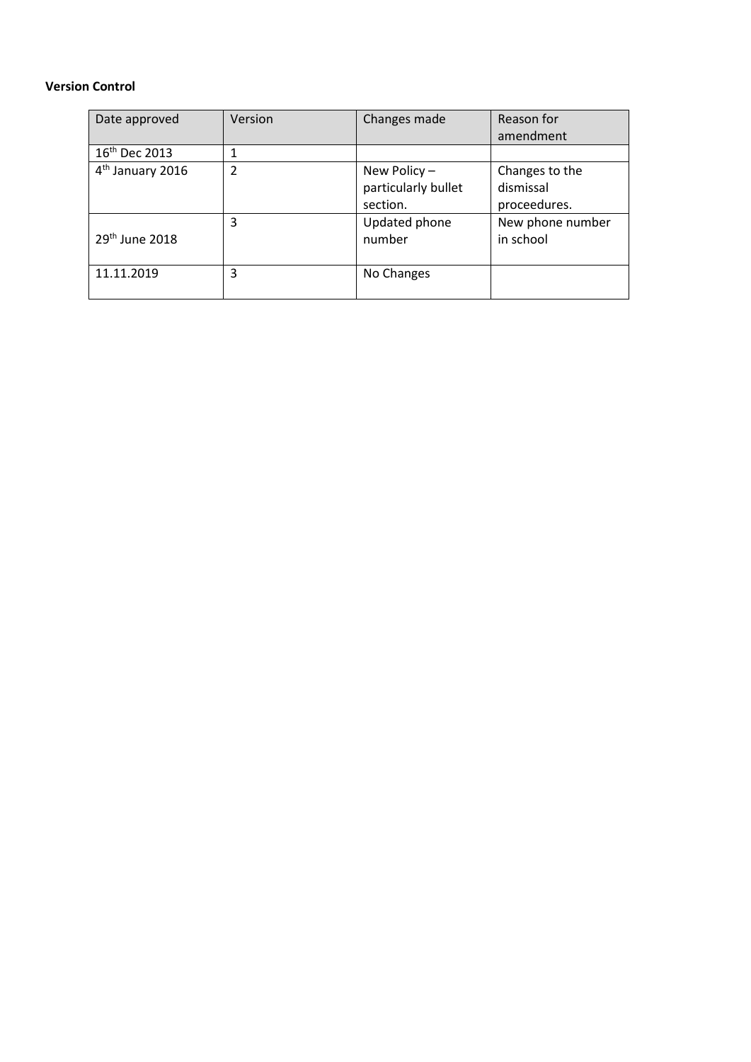**Version Control**

| Date approved | Version | Changes made | Reason for amendment |
|---|---|---|---|
| 16th Dec 2013 | 1 | | |
| 4th January 2016 | 2 | New Policy – particularly bullet section. | Changes to the dismissal proceedures. |
| 29th June 2018 | 3 | Updated phone number | New phone number in school |
| 11.11.2019 | 3 | No Changes | |